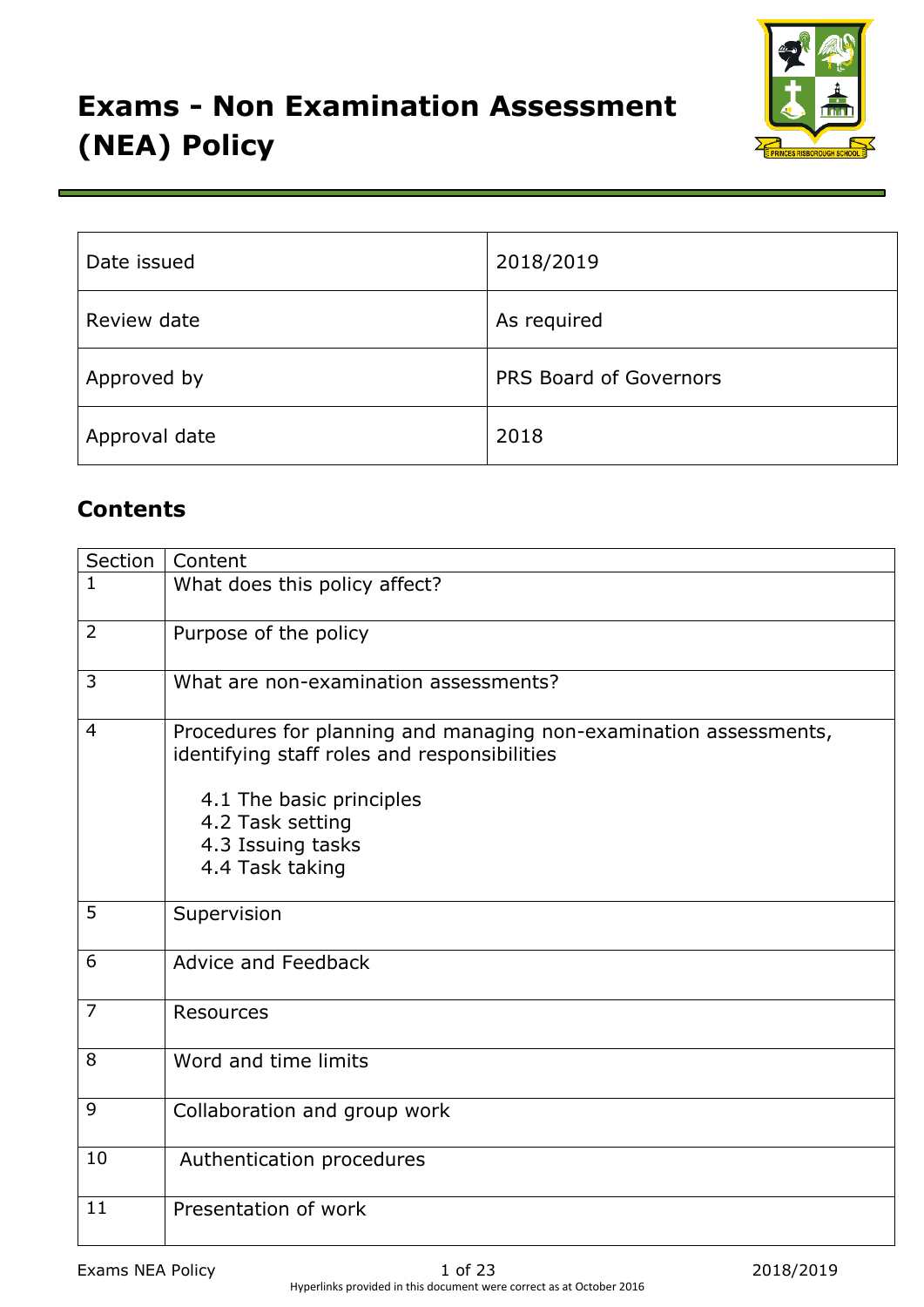# Exams - Non Examination Assessment (NEA) Policy

| Date issued | 2018/2019 |
|---|---|
| Review date | As required |
| Approved by | PRS Board of Governors |
| Approval date | 2018 |

## Contents

| Section | Content |
|---|---|
| 1 | What does this policy affect? |
| 2 | Purpose of the policy |
| 3 | What are non-examination assessments? |
| 4 | Procedures for planning and managing non-examination assessments, identifying staff roles and responsibilities<br><br>4.1 The basic principles<br>4.2 Task setting<br>4.3 Issuing tasks<br>4.4 Task taking |
| 5 | Supervision |
| 6 | Advice and Feedback |
| 7 | Resources |
| 8 | Word and time limits |
| 9 | Collaboration and group work |
| 10 | Authentication procedures |
| 11 | Presentation of work |

Hyperlinks provided in this document were correct as at October 2016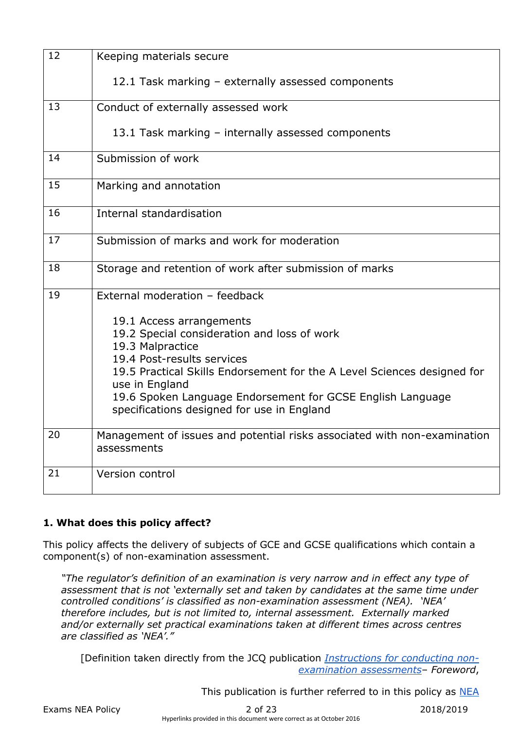| | |
|---|---|
| 12 | Keeping materials secure<br><br>12.1 Task marking – externally assessed components |
| 13 | Conduct of externally assessed work<br><br>13.1 Task marking – internally assessed components |
| 14 | Submission of work |
| 15 | Marking and annotation |
| 16 | Internal standardisation |
| 17 | Submission of marks and work for moderation |
| 18 | Storage and retention of work after submission of marks |
| 19 | External moderation – feedback<br><br>19.1 Access arrangements<br>19.2 Special consideration and loss of work<br>19.3 Malpractice<br>19.4 Post-results services<br>19.5 Practical Skills Endorsement for the A Level Sciences designed for use in England<br>19.6 Spoken Language Endorsement for GCSE English Language specifications designed for use in England |
| 20 | Management of issues and potential risks associated with non-examination assessments |
| 21 | Version control |

**1. What does this policy affect?**

This policy affects the delivery of subjects of GCE and GCSE qualifications which contain a component(s) of non-examination assessment.

> *"The regulator's definition of an examination is very narrow and in effect any type of assessment that is not 'externally set and taken by candidates at the same time under controlled conditions' is classified as non-examination assessment (NEA). 'NEA' therefore includes, but is not limited to, internal assessment. Externally marked and/or externally set practical examinations taken at different times across centres are classified as 'NEA'."*

[Definition taken directly from the JCQ publication *Instructions for conducting non-examination assessments*– *Foreword*,

This publication is further referred to in this policy as NEA

Hyperlinks provided in this document were correct as at October 2016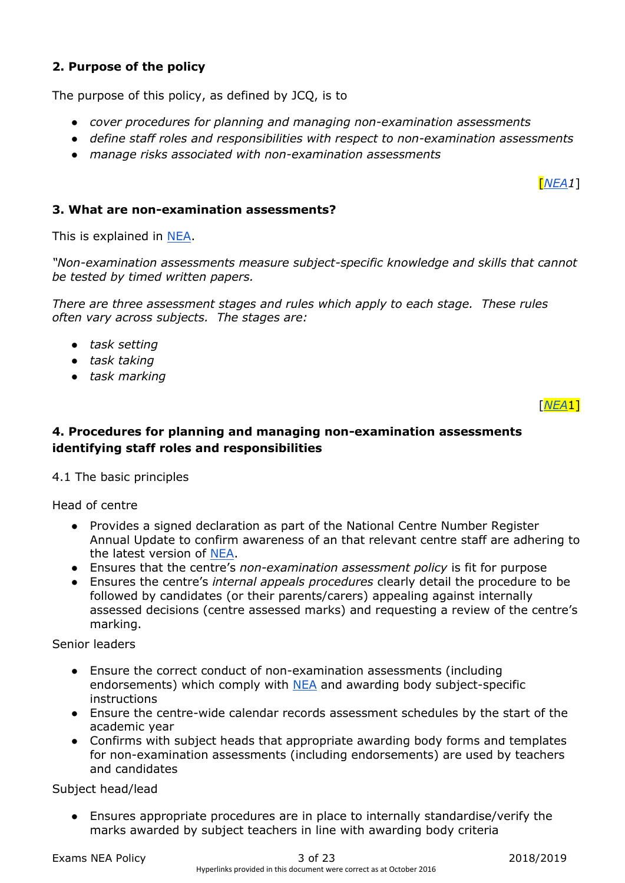## 2. Purpose of the policy

The purpose of this policy, as defined by JCQ, is to

- *cover procedures for planning and managing non-examination assessments*
- *define staff roles and responsibilities with respect to non-examination assessments*
- *manage risks associated with non-examination assessments*

[*NEA1*]

## 3. What are non-examination assessments?

This is explained in NEA.

*"Non-examination assessments measure subject-specific knowledge and skills that cannot be tested by timed written papers.*

*There are three assessment stages and rules which apply to each stage. These rules often vary across subjects. The stages are:*

- *task setting*
- *task taking*
- *task marking*

[*NEA*1]

## 4. Procedures for planning and managing non-examination assessments identifying staff roles and responsibilities

4.1 The basic principles

Head of centre

- Provides a signed declaration as part of the National Centre Number Register Annual Update to confirm awareness of an that relevant centre staff are adhering to the latest version of NEA.
- Ensures that the centre's *non-examination assessment policy* is fit for purpose
- Ensures the centre's *internal appeals procedures* clearly detail the procedure to be followed by candidates (or their parents/carers) appealing against internally assessed decisions (centre assessed marks) and requesting a review of the centre's marking.

Senior leaders

- Ensure the correct conduct of non-examination assessments (including endorsements) which comply with NEA and awarding body subject-specific instructions
- Ensure the centre-wide calendar records assessment schedules by the start of the academic year
- Confirms with subject heads that appropriate awarding body forms and templates for non-examination assessments (including endorsements) are used by teachers and candidates

Subject head/lead

- Ensures appropriate procedures are in place to internally standardise/verify the marks awarded by subject teachers in line with awarding body criteria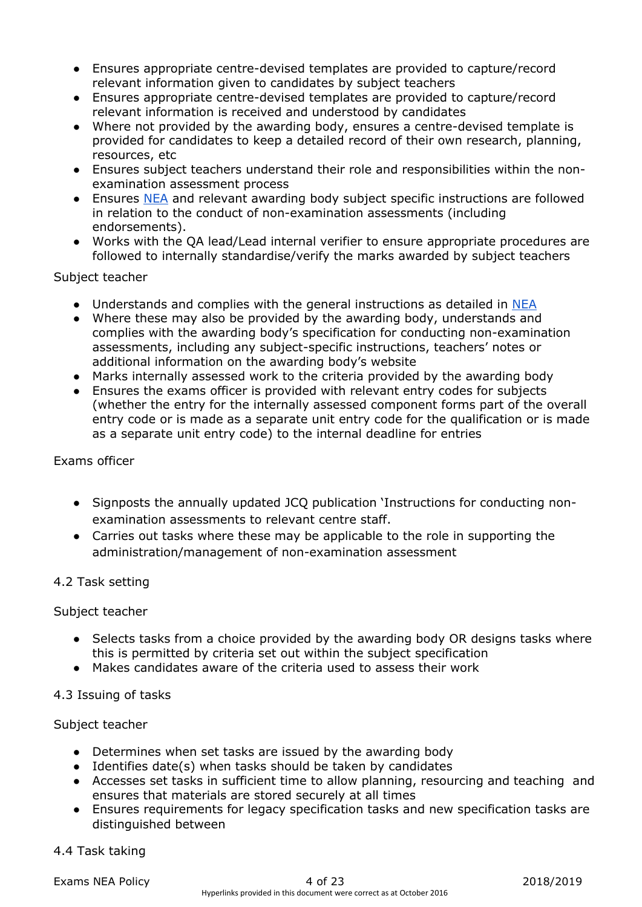- Ensures appropriate centre-devised templates are provided to capture/record relevant information given to candidates by subject teachers
- Ensures appropriate centre-devised templates are provided to capture/record relevant information is received and understood by candidates
- Where not provided by the awarding body, ensures a centre-devised template is provided for candidates to keep a detailed record of their own research, planning, resources, etc
- Ensures subject teachers understand their role and responsibilities within the non-examination assessment process
- Ensures [NEA](#) and relevant awarding body subject specific instructions are followed in relation to the conduct of non-examination assessments (including endorsements).
- Works with the QA lead/Lead internal verifier to ensure appropriate procedures are followed to internally standardise/verify the marks awarded by subject teachers

Subject teacher

- Understands and complies with the general instructions as detailed in [NEA](#)
- Where these may also be provided by the awarding body, understands and complies with the awarding body's specification for conducting non-examination assessments, including any subject-specific instructions, teachers' notes or additional information on the awarding body's website
- Marks internally assessed work to the criteria provided by the awarding body
- Ensures the exams officer is provided with relevant entry codes for subjects (whether the entry for the internally assessed component forms part of the overall entry code or is made as a separate unit entry code for the qualification or is made as a separate unit entry code) to the internal deadline for entries

Exams officer

- Signposts the annually updated JCQ publication 'Instructions for conducting non-examination assessments to relevant centre staff.
- Carries out tasks where these may be applicable to the role in supporting the administration/management of non-examination assessment

4.2 Task setting

Subject teacher

- Selects tasks from a choice provided by the awarding body OR designs tasks where this is permitted by criteria set out within the subject specification
- Makes candidates aware of the criteria used to assess their work

4.3 Issuing of tasks

Subject teacher

- Determines when set tasks are issued by the awarding body
- Identifies date(s) when tasks should be taken by candidates
- Accesses set tasks in sufficient time to allow planning, resourcing and teaching and ensures that materials are stored securely at all times
- Ensures requirements for legacy specification tasks and new specification tasks are distinguished between

4.4 Task taking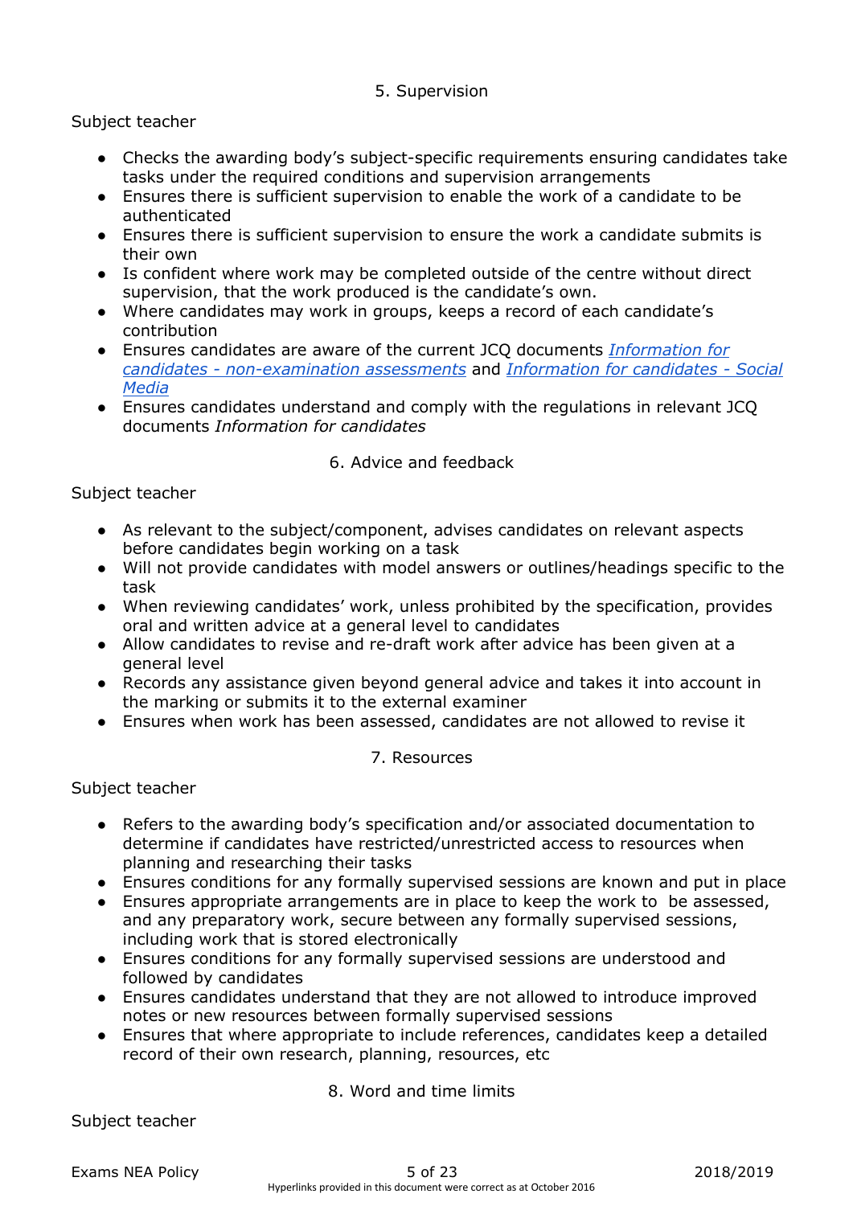## 5. Supervision

Subject teacher

- Checks the awarding body's subject-specific requirements ensuring candidates take tasks under the required conditions and supervision arrangements
- Ensures there is sufficient supervision to enable the work of a candidate to be authenticated
- Ensures there is sufficient supervision to ensure the work a candidate submits is their own
- Is confident where work may be completed outside of the centre without direct supervision, that the work produced is the candidate's own.
- Where candidates may work in groups, keeps a record of each candidate's contribution
- Ensures candidates are aware of the current JCQ documents *Information for candidates - non-examination assessments* and *Information for candidates - Social Media*
- Ensures candidates understand and comply with the regulations in relevant JCQ documents *Information for candidates*

## 6. Advice and feedback

Subject teacher

- As relevant to the subject/component, advises candidates on relevant aspects before candidates begin working on a task
- Will not provide candidates with model answers or outlines/headings specific to the task
- When reviewing candidates' work, unless prohibited by the specification, provides oral and written advice at a general level to candidates
- Allow candidates to revise and re-draft work after advice has been given at a general level
- Records any assistance given beyond general advice and takes it into account in the marking or submits it to the external examiner
- Ensures when work has been assessed, candidates are not allowed to revise it

## 7. Resources

Subject teacher

- Refers to the awarding body's specification and/or associated documentation to determine if candidates have restricted/unrestricted access to resources when planning and researching their tasks
- Ensures conditions for any formally supervised sessions are known and put in place
- Ensures appropriate arrangements are in place to keep the work to be assessed, and any preparatory work, secure between any formally supervised sessions, including work that is stored electronically
- Ensures conditions for any formally supervised sessions are understood and followed by candidates
- Ensures candidates understand that they are not allowed to introduce improved notes or new resources between formally supervised sessions
- Ensures that where appropriate to include references, candidates keep a detailed record of their own research, planning, resources, etc

## 8. Word and time limits

Subject teacher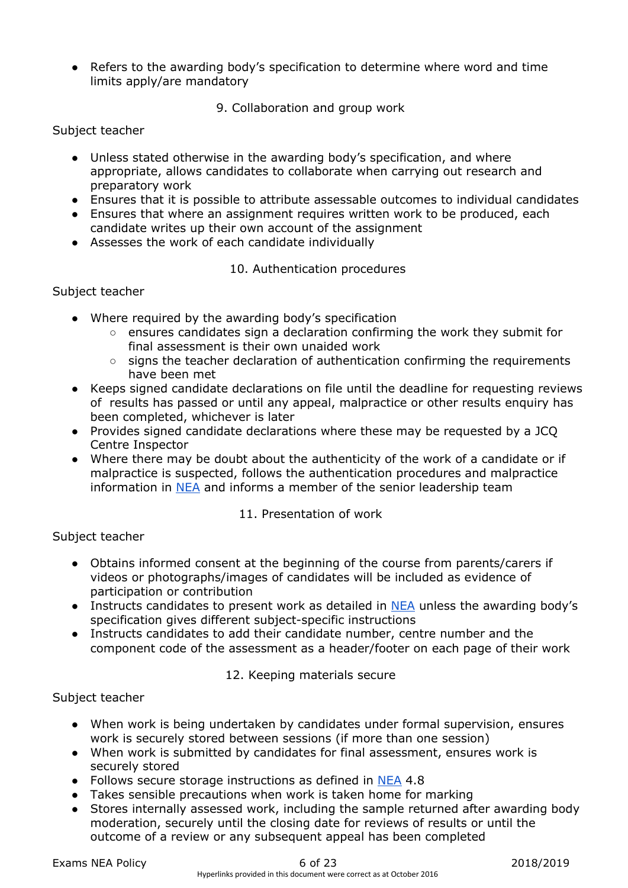- Refers to the awarding body's specification to determine where word and time limits apply/are mandatory

## 9. Collaboration and group work

Subject teacher

- Unless stated otherwise in the awarding body's specification, and where appropriate, allows candidates to collaborate when carrying out research and preparatory work
- Ensures that it is possible to attribute assessable outcomes to individual candidates
- Ensures that where an assignment requires written work to be produced, each candidate writes up their own account of the assignment
- Assesses the work of each candidate individually

## 10. Authentication procedures

Subject teacher

- Where required by the awarding body's specification
  - ensures candidates sign a declaration confirming the work they submit for final assessment is their own unaided work
  - signs the teacher declaration of authentication confirming the requirements have been met
- Keeps signed candidate declarations on file until the deadline for requesting reviews of results has passed or until any appeal, malpractice or other results enquiry has been completed, whichever is later
- Provides signed candidate declarations where these may be requested by a JCQ Centre Inspector
- Where there may be doubt about the authenticity of the work of a candidate or if malpractice is suspected, follows the authentication procedures and malpractice information in NEA and informs a member of the senior leadership team

## 11. Presentation of work

Subject teacher

- Obtains informed consent at the beginning of the course from parents/carers if videos or photographs/images of candidates will be included as evidence of participation or contribution
- Instructs candidates to present work as detailed in NEA unless the awarding body's specification gives different subject-specific instructions
- Instructs candidates to add their candidate number, centre number and the component code of the assessment as a header/footer on each page of their work

## 12. Keeping materials secure

Subject teacher

- When work is being undertaken by candidates under formal supervision, ensures work is securely stored between sessions (if more than one session)
- When work is submitted by candidates for final assessment, ensures work is securely stored
- Follows secure storage instructions as defined in NEA 4.8
- Takes sensible precautions when work is taken home for marking
- Stores internally assessed work, including the sample returned after awarding body moderation, securely until the closing date for reviews of results or until the outcome of a review or any subsequent appeal has been completed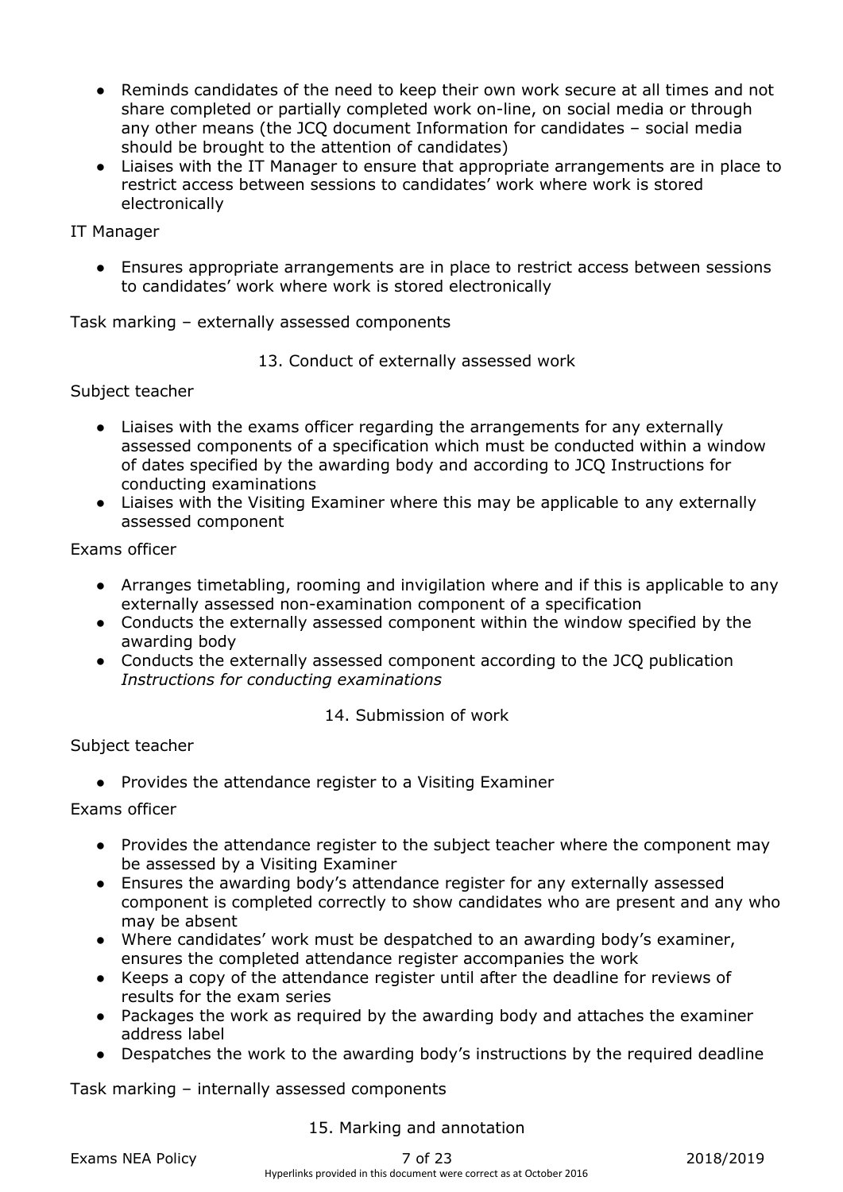- Reminds candidates of the need to keep their own work secure at all times and not share completed or partially completed work on-line, on social media or through any other means (the JCQ document Information for candidates – social media should be brought to the attention of candidates)
- Liaises with the IT Manager to ensure that appropriate arrangements are in place to restrict access between sessions to candidates' work where work is stored electronically

IT Manager

- Ensures appropriate arrangements are in place to restrict access between sessions to candidates' work where work is stored electronically

Task marking – externally assessed components

## 13. Conduct of externally assessed work

Subject teacher

- Liaises with the exams officer regarding the arrangements for any externally assessed components of a specification which must be conducted within a window of dates specified by the awarding body and according to JCQ Instructions for conducting examinations
- Liaises with the Visiting Examiner where this may be applicable to any externally assessed component

Exams officer

- Arranges timetabling, rooming and invigilation where and if this is applicable to any externally assessed non-examination component of a specification
- Conducts the externally assessed component within the window specified by the awarding body
- Conducts the externally assessed component according to the JCQ publication *Instructions for conducting examinations*

## 14. Submission of work

Subject teacher

- Provides the attendance register to a Visiting Examiner

Exams officer

- Provides the attendance register to the subject teacher where the component may be assessed by a Visiting Examiner
- Ensures the awarding body's attendance register for any externally assessed component is completed correctly to show candidates who are present and any who may be absent
- Where candidates' work must be despatched to an awarding body's examiner, ensures the completed attendance register accompanies the work
- Keeps a copy of the attendance register until after the deadline for reviews of results for the exam series
- Packages the work as required by the awarding body and attaches the examiner address label
- Despatches the work to the awarding body's instructions by the required deadline

Task marking – internally assessed components

## 15. Marking and annotation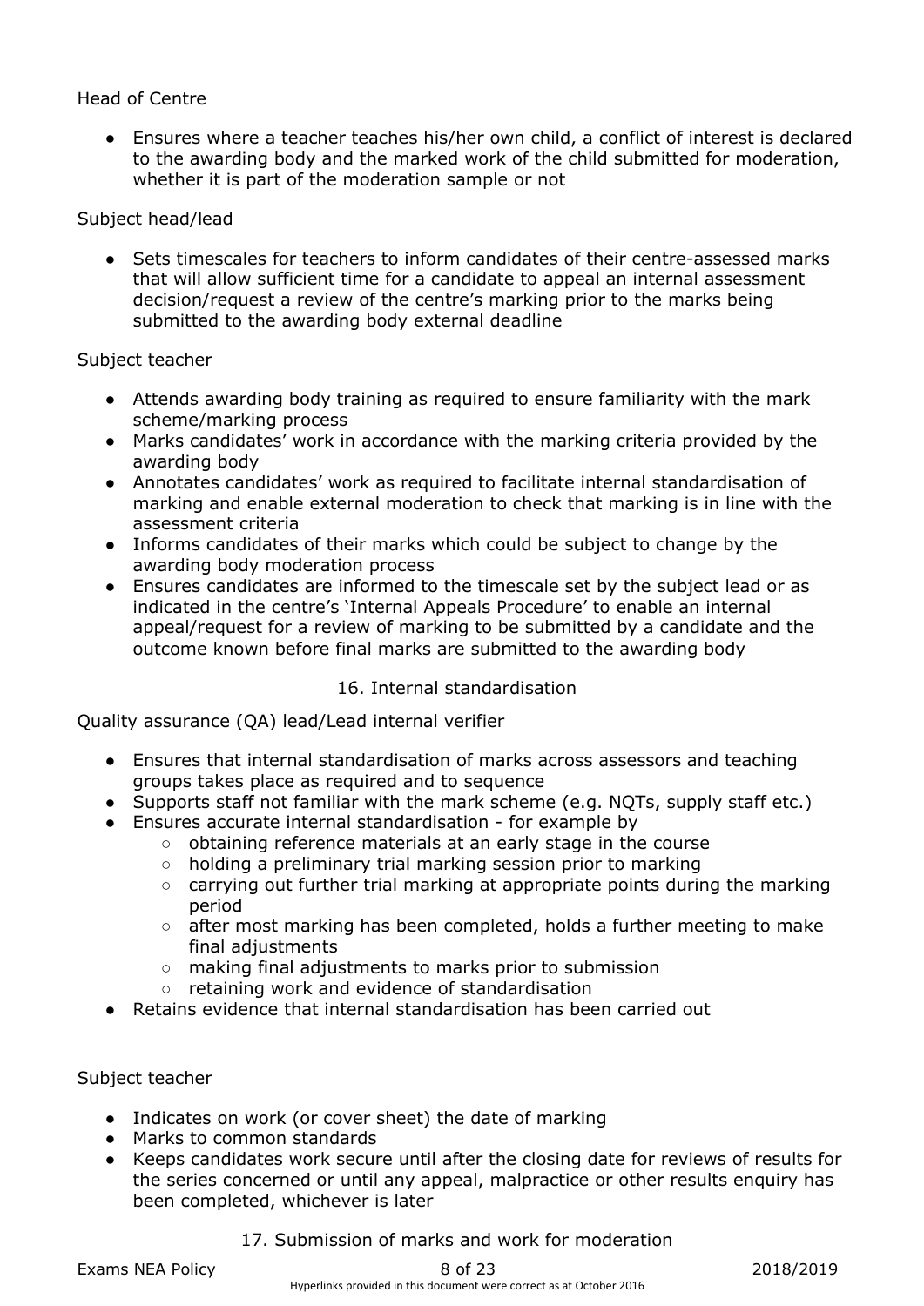Head of Centre

- Ensures where a teacher teaches his/her own child, a conflict of interest is declared to the awarding body and the marked work of the child submitted for moderation, whether it is part of the moderation sample or not

Subject head/lead

- Sets timescales for teachers to inform candidates of their centre-assessed marks that will allow sufficient time for a candidate to appeal an internal assessment decision/request a review of the centre's marking prior to the marks being submitted to the awarding body external deadline

Subject teacher

- Attends awarding body training as required to ensure familiarity with the mark scheme/marking process
- Marks candidates' work in accordance with the marking criteria provided by the awarding body
- Annotates candidates' work as required to facilitate internal standardisation of marking and enable external moderation to check that marking is in line with the assessment criteria
- Informs candidates of their marks which could be subject to change by the awarding body moderation process
- Ensures candidates are informed to the timescale set by the subject lead or as indicated in the centre's 'Internal Appeals Procedure' to enable an internal appeal/request for a review of marking to be submitted by a candidate and the outcome known before final marks are submitted to the awarding body

## 16. Internal standardisation

Quality assurance (QA) lead/Lead internal verifier

- Ensures that internal standardisation of marks across assessors and teaching groups takes place as required and to sequence
- Supports staff not familiar with the mark scheme (e.g. NQTs, supply staff etc.)
- Ensures accurate internal standardisation - for example by
  - obtaining reference materials at an early stage in the course
  - holding a preliminary trial marking session prior to marking
  - carrying out further trial marking at appropriate points during the marking period
  - after most marking has been completed, holds a further meeting to make final adjustments
  - making final adjustments to marks prior to submission
  - retaining work and evidence of standardisation
- Retains evidence that internal standardisation has been carried out

Subject teacher

- Indicates on work (or cover sheet) the date of marking
- Marks to common standards
- Keeps candidates work secure until after the closing date for reviews of results for the series concerned or until any appeal, malpractice or other results enquiry has been completed, whichever is later

## 17. Submission of marks and work for moderation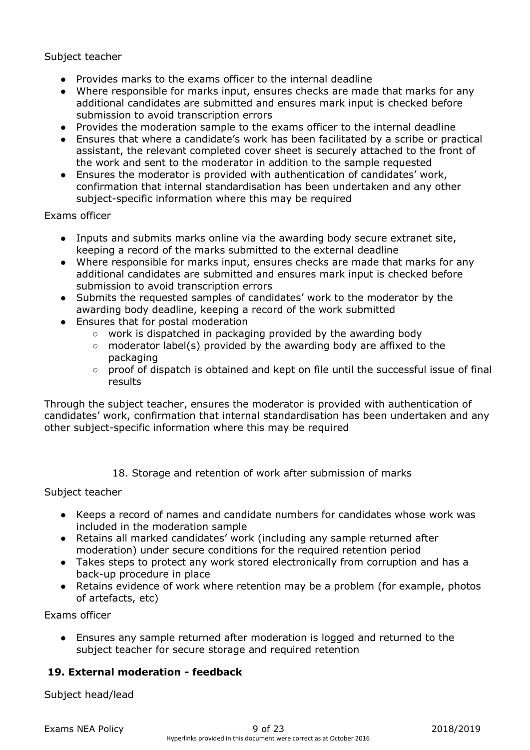Subject teacher

- Provides marks to the exams officer to the internal deadline
- Where responsible for marks input, ensures checks are made that marks for any additional candidates are submitted and ensures mark input is checked before submission to avoid transcription errors
- Provides the moderation sample to the exams officer to the internal deadline
- Ensures that where a candidate's work has been facilitated by a scribe or practical assistant, the relevant completed cover sheet is securely attached to the front of the work and sent to the moderator in addition to the sample requested
- Ensures the moderator is provided with authentication of candidates' work, confirmation that internal standardisation has been undertaken and any other subject-specific information where this may be required

Exams officer

- Inputs and submits marks online via the awarding body secure extranet site, keeping a record of the marks submitted to the external deadline
- Where responsible for marks input, ensures checks are made that marks for any additional candidates are submitted and ensures mark input is checked before submission to avoid transcription errors
- Submits the requested samples of candidates' work to the moderator by the awarding body deadline, keeping a record of the work submitted
- Ensures that for postal moderation
  - work is dispatched in packaging provided by the awarding body
  - moderator label(s) provided by the awarding body are affixed to the packaging
  - proof of dispatch is obtained and kept on file until the successful issue of final results

Through the subject teacher, ensures the moderator is provided with authentication of candidates' work, confirmation that internal standardisation has been undertaken and any other subject-specific information where this may be required

## 18. Storage and retention of work after submission of marks

Subject teacher

- Keeps a record of names and candidate numbers for candidates whose work was included in the moderation sample
- Retains all marked candidates' work (including any sample returned after moderation) under secure conditions for the required retention period
- Takes steps to protect any work stored electronically from corruption and has a back-up procedure in place
- Retains evidence of work where retention may be a problem (for example, photos of artefacts, etc)

Exams officer

- Ensures any sample returned after moderation is logged and returned to the subject teacher for secure storage and required retention

## **19. External moderation - feedback**

Subject head/lead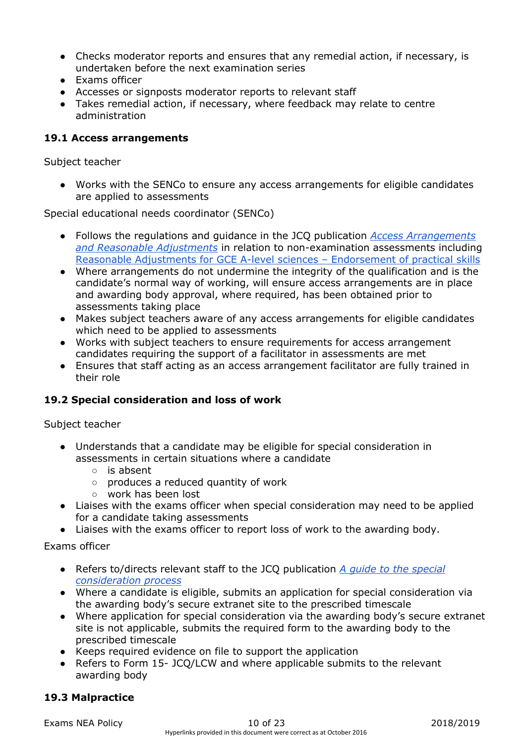- Checks moderator reports and ensures that any remedial action, if necessary, is undertaken before the next examination series
- Exams officer
- Accesses or signposts moderator reports to relevant staff
- Takes remedial action, if necessary, where feedback may relate to centre administration

### 19.1 Access arrangements

Subject teacher

- Works with the SENCo to ensure any access arrangements for eligible candidates are applied to assessments

Special educational needs coordinator (SENCo)

- Follows the regulations and guidance in the JCQ publication *Access Arrangements and Reasonable Adjustments* in relation to non-examination assessments including Reasonable Adjustments for GCE A-level sciences – Endorsement of practical skills
- Where arrangements do not undermine the integrity of the qualification and is the candidate's normal way of working, will ensure access arrangements are in place and awarding body approval, where required, has been obtained prior to assessments taking place
- Makes subject teachers aware of any access arrangements for eligible candidates which need to be applied to assessments
- Works with subject teachers to ensure requirements for access arrangement candidates requiring the support of a facilitator in assessments are met
- Ensures that staff acting as an access arrangement facilitator are fully trained in their role

### 19.2 Special consideration and loss of work

Subject teacher

- Understands that a candidate may be eligible for special consideration in assessments in certain situations where a candidate
  - is absent
  - produces a reduced quantity of work
  - work has been lost
- Liaises with the exams officer when special consideration may need to be applied for a candidate taking assessments
- Liaises with the exams officer to report loss of work to the awarding body.

Exams officer

- Refers to/directs relevant staff to the JCQ publication *A guide to the special consideration process*
- Where a candidate is eligible, submits an application for special consideration via the awarding body's secure extranet site to the prescribed timescale
- Where application for special consideration via the awarding body's secure extranet site is not applicable, submits the required form to the awarding body to the prescribed timescale
- Keeps required evidence on file to support the application
- Refers to Form 15- JCQ/LCW and where applicable submits to the relevant awarding body

### 19.3 Malpractice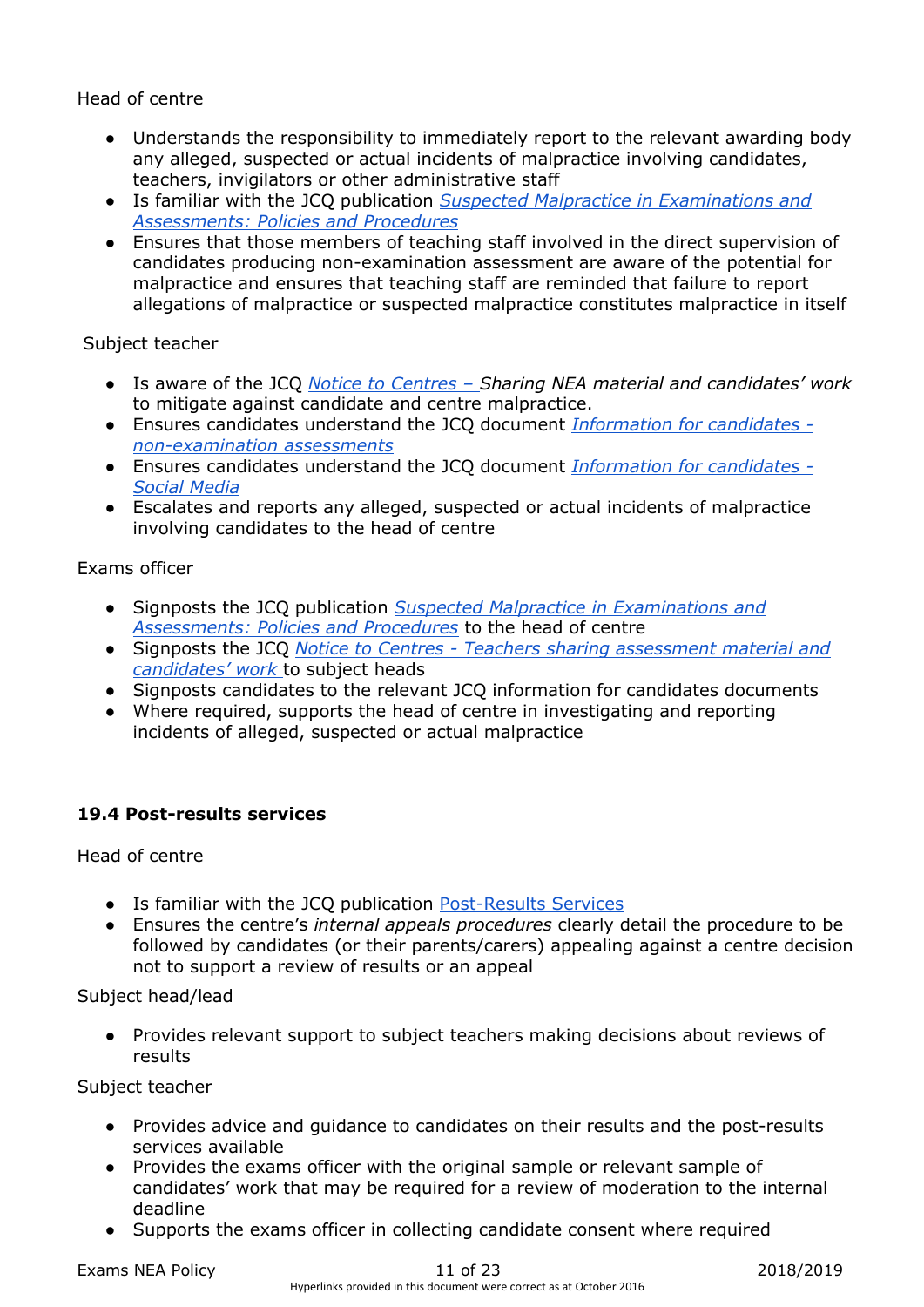Head of centre

- Understands the responsibility to immediately report to the relevant awarding body any alleged, suspected or actual incidents of malpractice involving candidates, teachers, invigilators or other administrative staff
- Is familiar with the JCQ publication *Suspected Malpractice in Examinations and Assessments: Policies and Procedures*
- Ensures that those members of teaching staff involved in the direct supervision of candidates producing non-examination assessment are aware of the potential for malpractice and ensures that teaching staff are reminded that failure to report allegations of malpractice or suspected malpractice constitutes malpractice in itself

Subject teacher

- Is aware of the JCQ *Notice to Centres – Sharing NEA material and candidates' work* to mitigate against candidate and centre malpractice.
- Ensures candidates understand the JCQ document *Information for candidates - non-examination assessments*
- Ensures candidates understand the JCQ document *Information for candidates - Social Media*
- Escalates and reports any alleged, suspected or actual incidents of malpractice involving candidates to the head of centre

Exams officer

- Signposts the JCQ publication *Suspected Malpractice in Examinations and Assessments: Policies and Procedures* to the head of centre
- Signposts the JCQ *Notice to Centres - Teachers sharing assessment material and candidates' work* to subject heads
- Signposts candidates to the relevant JCQ information for candidates documents
- Where required, supports the head of centre in investigating and reporting incidents of alleged, suspected or actual malpractice

### 19.4 Post-results services

Head of centre

- Is familiar with the JCQ publication Post-Results Services
- Ensures the centre's *internal appeals procedures* clearly detail the procedure to be followed by candidates (or their parents/carers) appealing against a centre decision not to support a review of results or an appeal

Subject head/lead

- Provides relevant support to subject teachers making decisions about reviews of results

Subject teacher

- Provides advice and guidance to candidates on their results and the post-results services available
- Provides the exams officer with the original sample or relevant sample of candidates' work that may be required for a review of moderation to the internal deadline
- Supports the exams officer in collecting candidate consent where required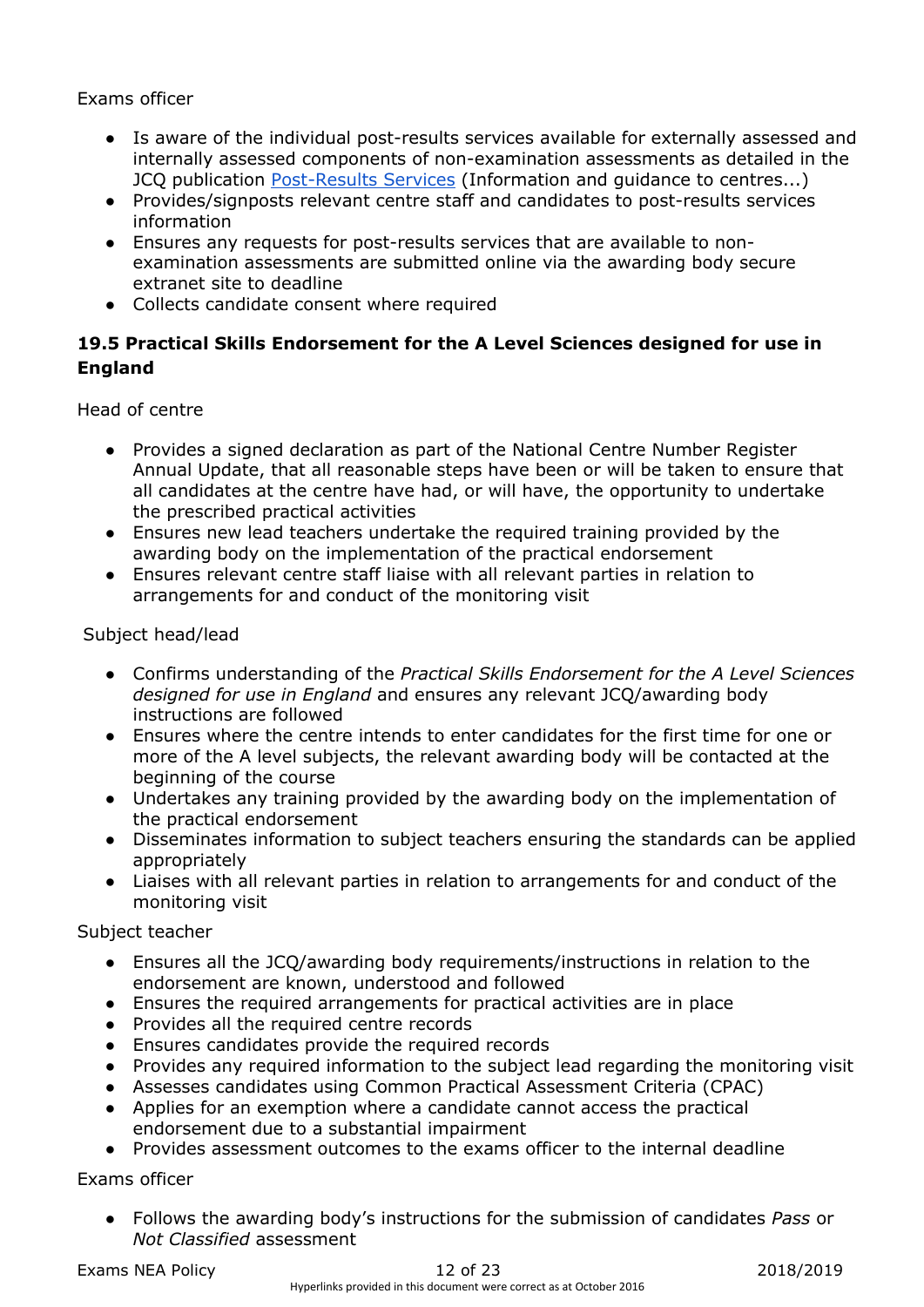Exams officer

- Is aware of the individual post-results services available for externally assessed and internally assessed components of non-examination assessments as detailed in the JCQ publication [Post-Results Services](https://www.jcq.org.uk/exams-office/post-results-services) (Information and guidance to centres...)
- Provides/signposts relevant centre staff and candidates to post-results services information
- Ensures any requests for post-results services that are available to non-examination assessments are submitted online via the awarding body secure extranet site to deadline
- Collects candidate consent where required

### 19.5 Practical Skills Endorsement for the A Level Sciences designed for use in England

Head of centre

- Provides a signed declaration as part of the National Centre Number Register Annual Update, that all reasonable steps have been or will be taken to ensure that all candidates at the centre have had, or will have, the opportunity to undertake the prescribed practical activities
- Ensures new lead teachers undertake the required training provided by the awarding body on the implementation of the practical endorsement
- Ensures relevant centre staff liaise with all relevant parties in relation to arrangements for and conduct of the monitoring visit

Subject head/lead

- Confirms understanding of the *Practical Skills Endorsement for the A Level Sciences designed for use in England* and ensures any relevant JCQ/awarding body instructions are followed
- Ensures where the centre intends to enter candidates for the first time for one or more of the A level subjects, the relevant awarding body will be contacted at the beginning of the course
- Undertakes any training provided by the awarding body on the implementation of the practical endorsement
- Disseminates information to subject teachers ensuring the standards can be applied appropriately
- Liaises with all relevant parties in relation to arrangements for and conduct of the monitoring visit

Subject teacher

- Ensures all the JCQ/awarding body requirements/instructions in relation to the endorsement are known, understood and followed
- Ensures the required arrangements for practical activities are in place
- Provides all the required centre records
- Ensures candidates provide the required records
- Provides any required information to the subject lead regarding the monitoring visit
- Assesses candidates using Common Practical Assessment Criteria (CPAC)
- Applies for an exemption where a candidate cannot access the practical endorsement due to a substantial impairment
- Provides assessment outcomes to the exams officer to the internal deadline

Exams officer

- Follows the awarding body's instructions for the submission of candidates *Pass* or *Not Classified* assessment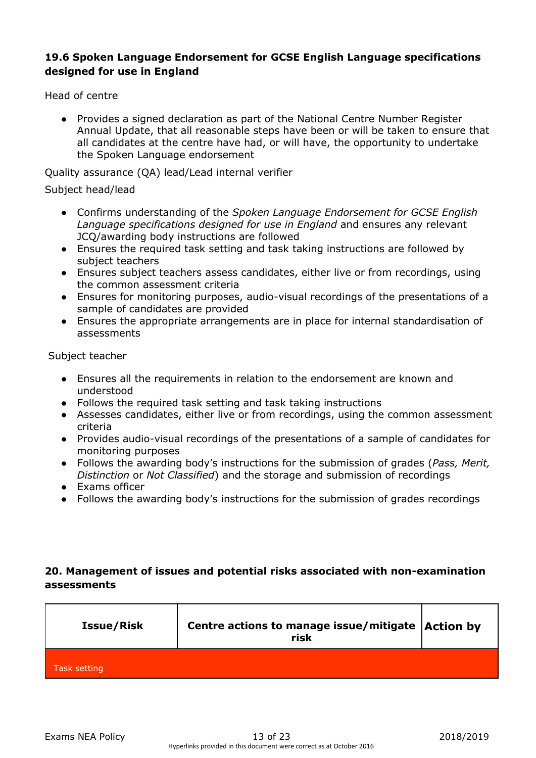### 19.6 Spoken Language Endorsement for GCSE English Language specifications designed for use in England

Head of centre

- Provides a signed declaration as part of the National Centre Number Register Annual Update, that all reasonable steps have been or will be taken to ensure that all candidates at the centre have had, or will have, the opportunity to undertake the Spoken Language endorsement

Quality assurance (QA) lead/Lead internal verifier

Subject head/lead

- Confirms understanding of the *Spoken Language Endorsement for GCSE English Language specifications designed for use in England* and ensures any relevant JCQ/awarding body instructions are followed
- Ensures the required task setting and task taking instructions are followed by subject teachers
- Ensures subject teachers assess candidates, either live or from recordings, using the common assessment criteria
- Ensures for monitoring purposes, audio-visual recordings of the presentations of a sample of candidates are provided
- Ensures the appropriate arrangements are in place for internal standardisation of assessments

Subject teacher

- Ensures all the requirements in relation to the endorsement are known and understood
- Follows the required task setting and task taking instructions
- Assesses candidates, either live or from recordings, using the common assessment criteria
- Provides audio-visual recordings of the presentations of a sample of candidates for monitoring purposes
- Follows the awarding body's instructions for the submission of grades (*Pass, Merit, Distinction* or *Not Classified*) and the storage and submission of recordings
- Exams officer
- Follows the awarding body's instructions for the submission of grades recordings

## 20. Management of issues and potential risks associated with non-examination assessments

| Issue/Risk | Centre actions to manage issue/mitigate risk | Action by |
|---|---|---|
| Task setting | | |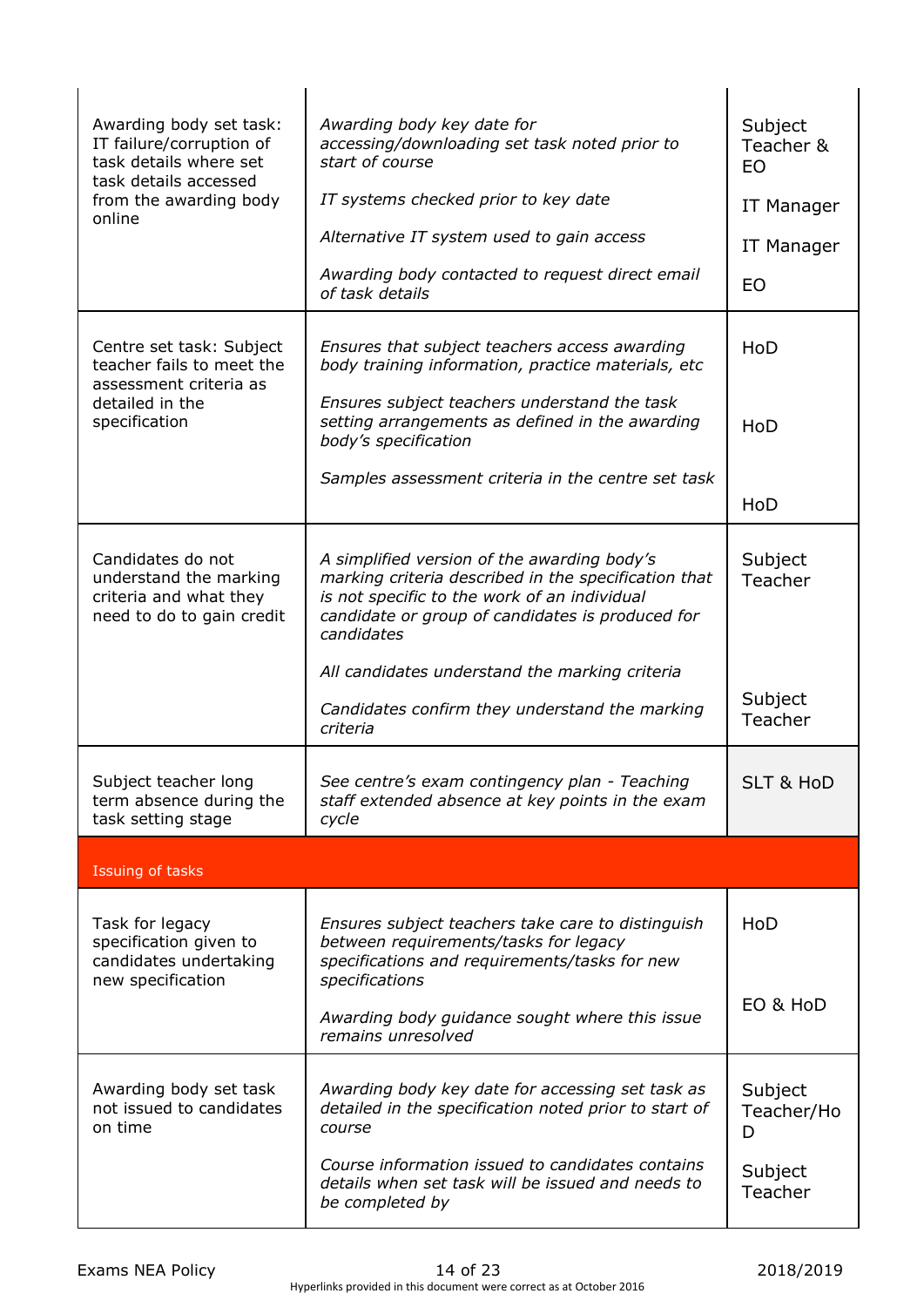| | | |
|---|---|---|
| Awarding body set task: IT failure/corruption of task details where set task details accessed from the awarding body online | *Awarding body key date for accessing/downloading set task noted prior to start of course*<br><br>*IT systems checked prior to key date*<br><br>*Alternative IT system used to gain access*<br><br>*Awarding body contacted to request direct email of task details* | Subject Teacher & EO<br><br>IT Manager<br><br>IT Manager<br><br>EO |
| Centre set task: Subject teacher fails to meet the assessment criteria as detailed in the specification | *Ensures that subject teachers access awarding body training information, practice materials, etc*<br><br>*Ensures subject teachers understand the task setting arrangements as defined in the awarding body's specification*<br><br>*Samples assessment criteria in the centre set task* | HoD<br><br>HoD<br><br>HoD |
| Candidates do not understand the marking criteria and what they need to do to gain credit | *A simplified version of the awarding body's marking criteria described in the specification that is not specific to the work of an individual candidate or group of candidates is produced for candidates*<br><br>*All candidates understand the marking criteria*<br><br>*Candidates confirm they understand the marking criteria* | Subject Teacher<br><br>Subject Teacher |
| Subject teacher long term absence during the task setting stage | *See centre's exam contingency plan - Teaching staff extended absence at key points in the exam cycle* | SLT & HoD |
| **Issuing of tasks** | | |
| Task for legacy specification given to candidates undertaking new specification | *Ensures subject teachers take care to distinguish between requirements/tasks for legacy specifications and requirements/tasks for new specifications*<br><br>*Awarding body guidance sought where this issue remains unresolved* | HoD<br><br>EO & HoD |
| Awarding body set task not issued to candidates on time | *Awarding body key date for accessing set task as detailed in the specification noted prior to start of course*<br><br>*Course information issued to candidates contains details when set task will be issued and needs to be completed by* | Subject Teacher/HoD<br><br>Subject Teacher |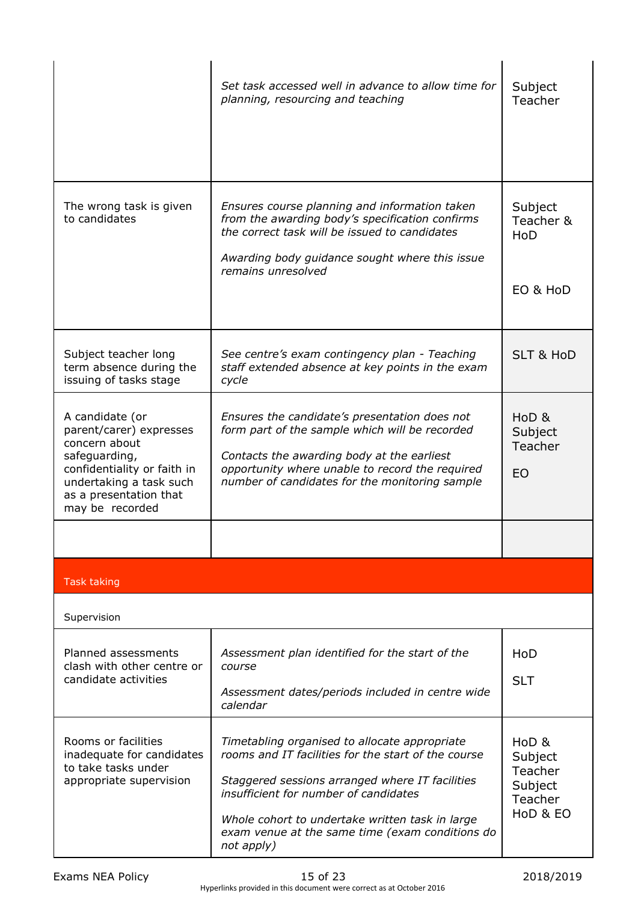| | | |
|---|---|---|
| | *Set task accessed well in advance to allow time for planning, resourcing and teaching* | Subject Teacher |
| The wrong task is given to candidates | *Ensures course planning and information taken from the awarding body's specification confirms the correct task will be issued to candidates*<br><br>*Awarding body guidance sought where this issue remains unresolved* | Subject Teacher & HoD<br><br>EO & HoD |
| Subject teacher long term absence during the issuing of tasks stage | *See centre's exam contingency plan - Teaching staff extended absence at key points in the exam cycle* | SLT & HoD |
| A candidate (or parent/carer) expresses concern about safeguarding, confidentiality or faith in undertaking a task such as a presentation that may be recorded | *Ensures the candidate's presentation does not form part of the sample which will be recorded*<br><br>*Contacts the awarding body at the earliest opportunity where unable to record the required number of candidates for the monitoring sample* | HoD & Subject Teacher<br><br>EO |
| | | |
| **Task taking** | | |
| Supervision | | |
| Planned assessments clash with other centre or candidate activities | *Assessment plan identified for the start of the course*<br><br>*Assessment dates/periods included in centre wide calendar* | HoD<br><br>SLT |
| Rooms or facilities inadequate for candidates to take tasks under appropriate supervision | *Timetabling organised to allocate appropriate rooms and IT facilities for the start of the course*<br><br>*Staggered sessions arranged where IT facilities insufficient for number of candidates*<br><br>*Whole cohort to undertake written task in large exam venue at the same time (exam conditions do not apply)* | HoD & Subject Teacher<br><br>Subject Teacher<br><br>HoD & EO |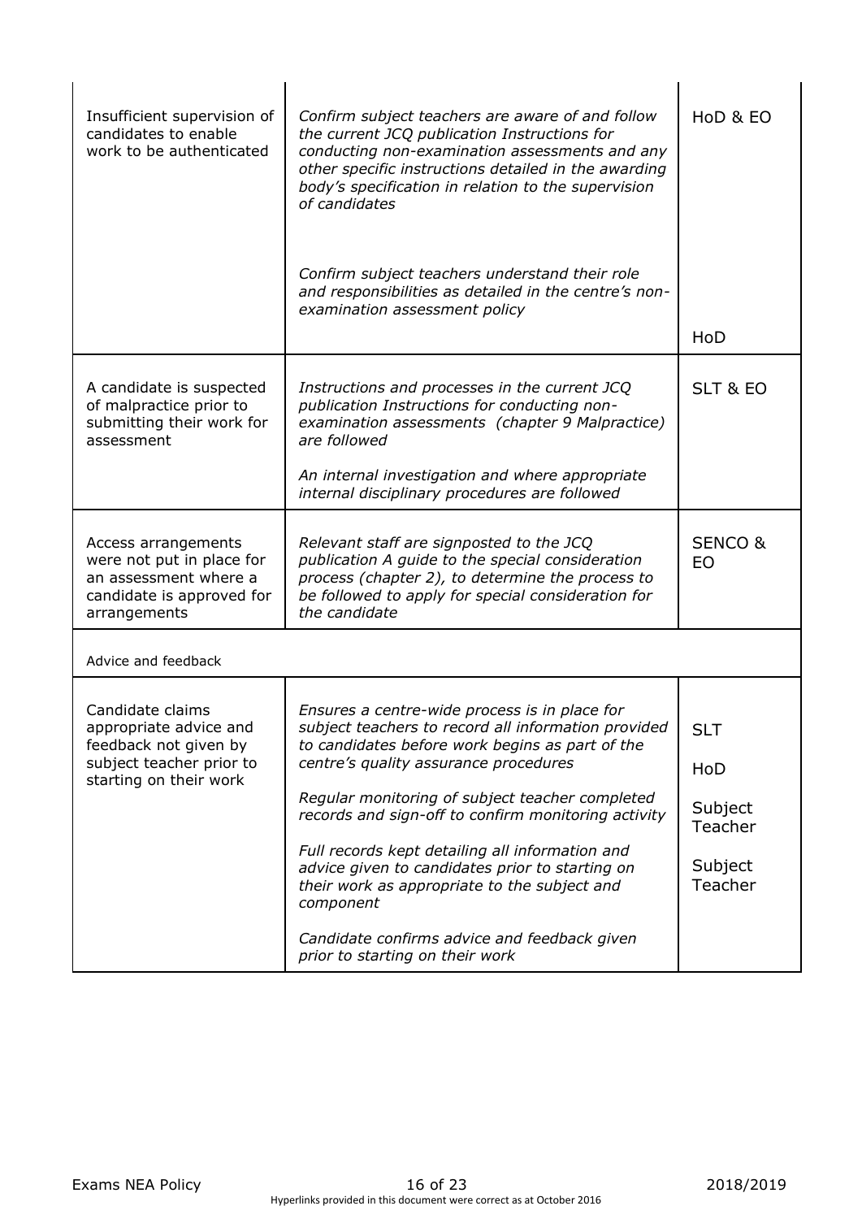| | | |
|---|---|---|
| Insufficient supervision of candidates to enable work to be authenticated | *Confirm subject teachers are aware of and follow the current JCQ publication Instructions for conducting non-examination assessments and any other specific instructions detailed in the awarding body's specification in relation to the supervision of candidates*<br><br>*Confirm subject teachers understand their role and responsibilities as detailed in the centre's non-examination assessment policy* | HoD & EO<br><br>HoD |
| A candidate is suspected of malpractice prior to submitting their work for assessment | *Instructions and processes in the current JCQ publication Instructions for conducting non-examination assessments (chapter 9 Malpractice) are followed*<br><br>*An internal investigation and where appropriate internal disciplinary procedures are followed* | SLT & EO |
| Access arrangements were not put in place for an assessment where a candidate is approved for arrangements | *Relevant staff are signposted to the JCQ publication A guide to the special consideration process (chapter 2), to determine the process to be followed to apply for special consideration for the candidate* | SENCO & EO |
| Advice and feedback | | |
| Candidate claims appropriate advice and feedback not given by subject teacher prior to starting on their work | *Ensures a centre-wide process is in place for subject teachers to record all information provided to candidates before work begins as part of the centre's quality assurance procedures*<br><br>*Regular monitoring of subject teacher completed records and sign-off to confirm monitoring activity*<br><br>*Full records kept detailing all information and advice given to candidates prior to starting on their work as appropriate to the subject and component*<br><br>*Candidate confirms advice and feedback given prior to starting on their work* | SLT<br><br>HoD<br><br>Subject Teacher<br><br>Subject Teacher |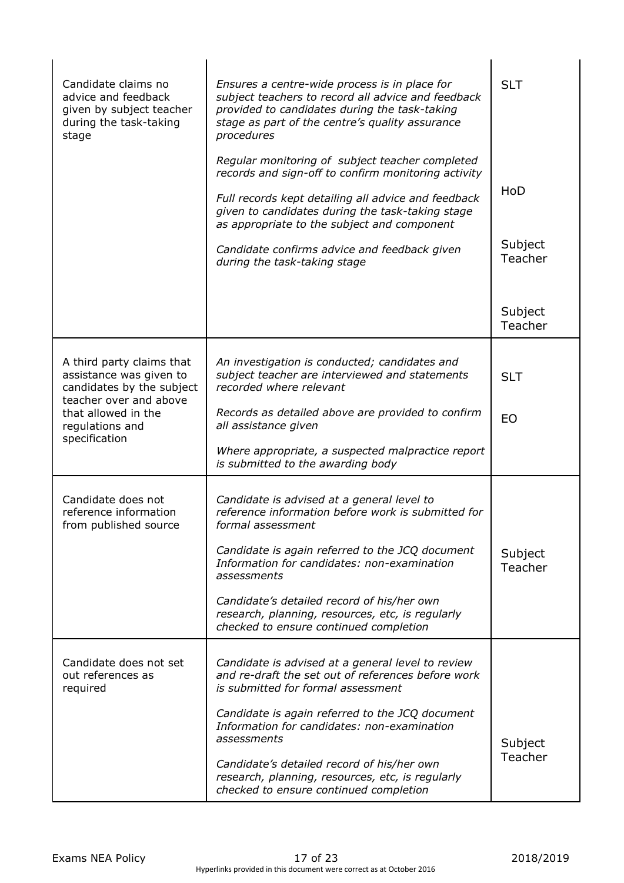| | | |
|---|---|---|
| Candidate claims no advice and feedback given by subject teacher during the task-taking stage | *Ensures a centre-wide process is in place for subject teachers to record all advice and feedback provided to candidates during the task-taking stage as part of the centre's quality assurance procedures*<br><br>*Regular monitoring of subject teacher completed records and sign-off to confirm monitoring activity*<br><br>*Full records kept detailing all advice and feedback given to candidates during the task-taking stage as appropriate to the subject and component*<br><br>*Candidate confirms advice and feedback given during the task-taking stage* | SLT<br><br>HoD<br><br>Subject Teacher<br><br>Subject Teacher |
| A third party claims that assistance was given to candidates by the subject teacher over and above that allowed in the regulations and specification | *An investigation is conducted; candidates and subject teacher are interviewed and statements recorded where relevant*<br><br>*Records as detailed above are provided to confirm all assistance given*<br><br>*Where appropriate, a suspected malpractice report is submitted to the awarding body* | SLT<br><br>EO |
| Candidate does not reference information from published source | *Candidate is advised at a general level to reference information before work is submitted for formal assessment*<br><br>*Candidate is again referred to the JCQ document Information for candidates: non-examination assessments*<br><br>*Candidate's detailed record of his/her own research, planning, resources, etc, is regularly checked to ensure continued completion* | Subject Teacher |
| Candidate does not set out references as required | *Candidate is advised at a general level to review and re-draft the set out of references before work is submitted for formal assessment*<br><br>*Candidate is again referred to the JCQ document Information for candidates: non-examination assessments*<br><br>*Candidate's detailed record of his/her own research, planning, resources, etc, is regularly checked to ensure continued completion* | Subject Teacher |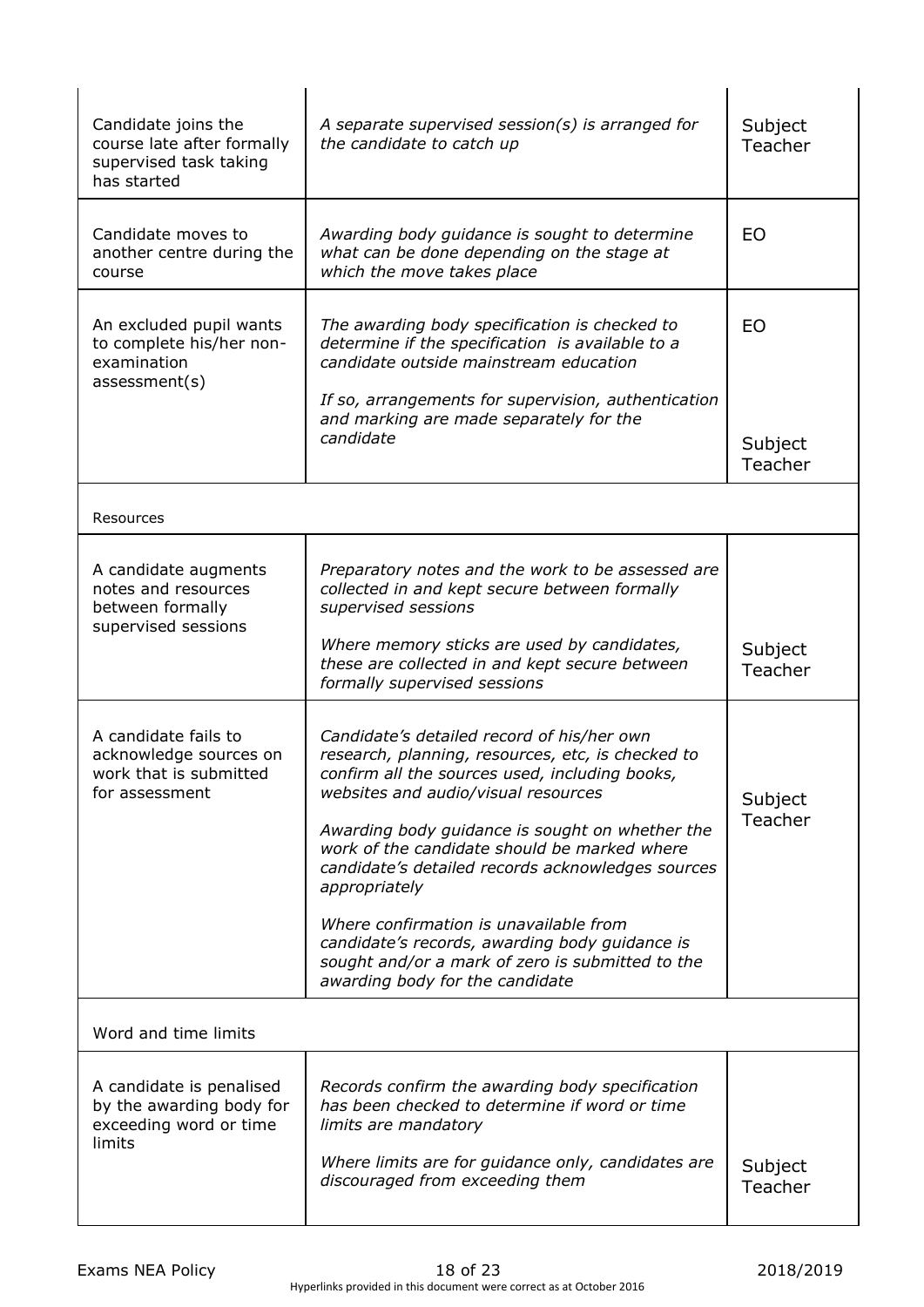| | | |
|---|---|---|
| Candidate joins the course late after formally supervised task taking has started | *A separate supervised session(s) is arranged for the candidate to catch up* | Subject Teacher |
| Candidate moves to another centre during the course | *Awarding body guidance is sought to determine what can be done depending on the stage at which the move takes place* | EO |
| An excluded pupil wants to complete his/her non-examination assessment(s) | *The awarding body specification is checked to determine if the specification is available to a candidate outside mainstream education*<br><br>*If so, arrangements for supervision, authentication and marking are made separately for the candidate* | EO<br><br>Subject Teacher |
| Resources | | |
| A candidate augments notes and resources between formally supervised sessions | *Preparatory notes and the work to be assessed are collected in and kept secure between formally supervised sessions*<br><br>*Where memory sticks are used by candidates, these are collected in and kept secure between formally supervised sessions* | Subject Teacher |
| A candidate fails to acknowledge sources on work that is submitted for assessment | *Candidate's detailed record of his/her own research, planning, resources, etc, is checked to confirm all the sources used, including books, websites and audio/visual resources*<br><br>*Awarding body guidance is sought on whether the work of the candidate should be marked where candidate's detailed records acknowledges sources appropriately*<br><br>*Where confirmation is unavailable from candidate's records, awarding body guidance is sought and/or a mark of zero is submitted to the awarding body for the candidate* | Subject Teacher |
| Word and time limits | | |
| A candidate is penalised by the awarding body for exceeding word or time limits | *Records confirm the awarding body specification has been checked to determine if word or time limits are mandatory*<br><br>*Where limits are for guidance only, candidates are discouraged from exceeding them* | Subject Teacher |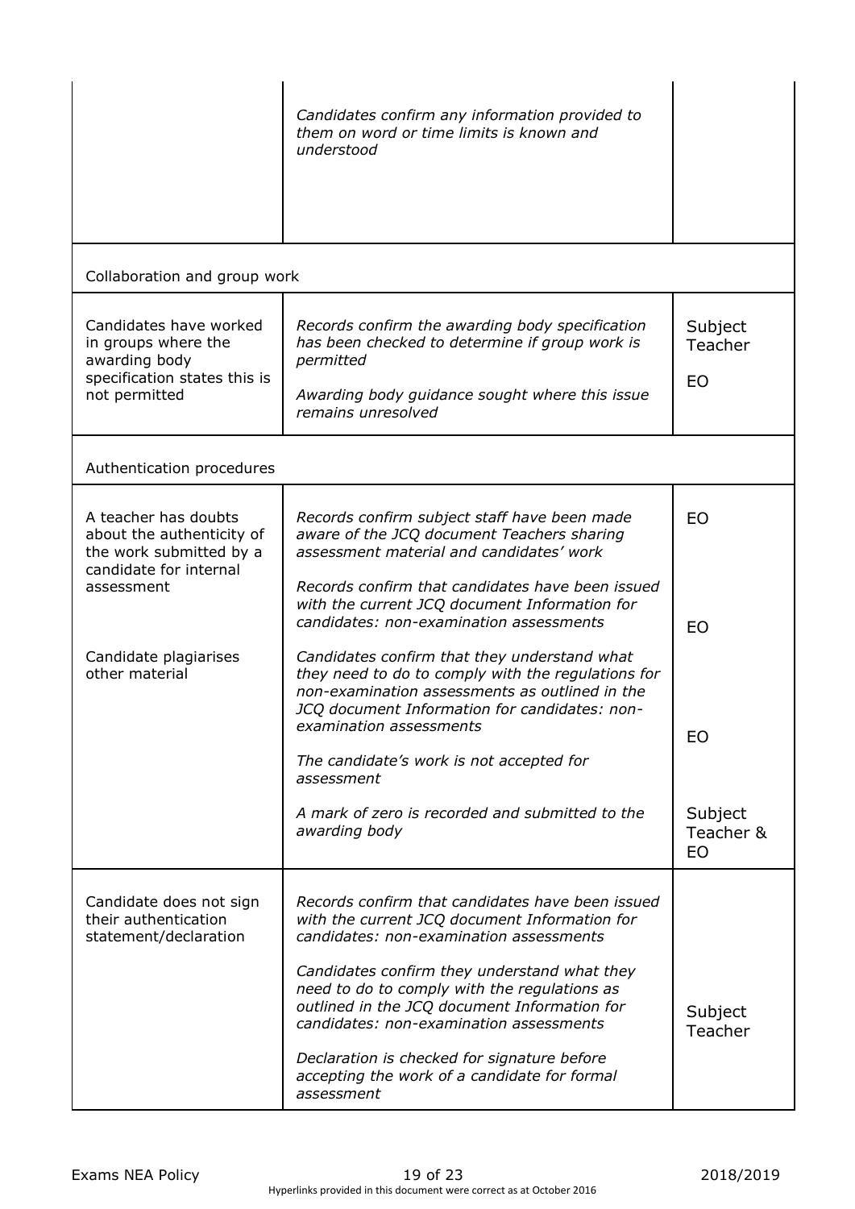| | | |
|---|---|---|
| | *Candidates confirm any information provided to them on word or time limits is known and understood* | |
| Collaboration and group work | | |
| Candidates have worked in groups where the awarding body specification states this is not permitted | *Records confirm the awarding body specification has been checked to determine if group work is permitted*<br><br>*Awarding body guidance sought where this issue remains unresolved* | Subject Teacher<br><br>EO |
| Authentication procedures | | |
| A teacher has doubts about the authenticity of the work submitted by a candidate for internal assessment<br><br>Candidate plagiarises other material | *Records confirm subject staff have been made aware of the JCQ document Teachers sharing assessment material and candidates' work*<br><br>*Records confirm that candidates have been issued with the current JCQ document Information for candidates: non-examination assessments*<br><br>*Candidates confirm that they understand what they need to do to comply with the regulations for non-examination assessments as outlined in the JCQ document Information for candidates: non-examination assessments*<br><br>*The candidate's work is not accepted for assessment*<br><br>*A mark of zero is recorded and submitted to the awarding body* | EO<br><br>EO<br><br>EO<br><br>Subject Teacher & EO |
| Candidate does not sign their authentication statement/declaration | *Records confirm that candidates have been issued with the current JCQ document Information for candidates: non-examination assessments*<br><br>*Candidates confirm they understand what they need to do to comply with the regulations as outlined in the JCQ document Information for candidates: non-examination assessments*<br><br>*Declaration is checked for signature before accepting the work of a candidate for formal assessment* | Subject Teacher |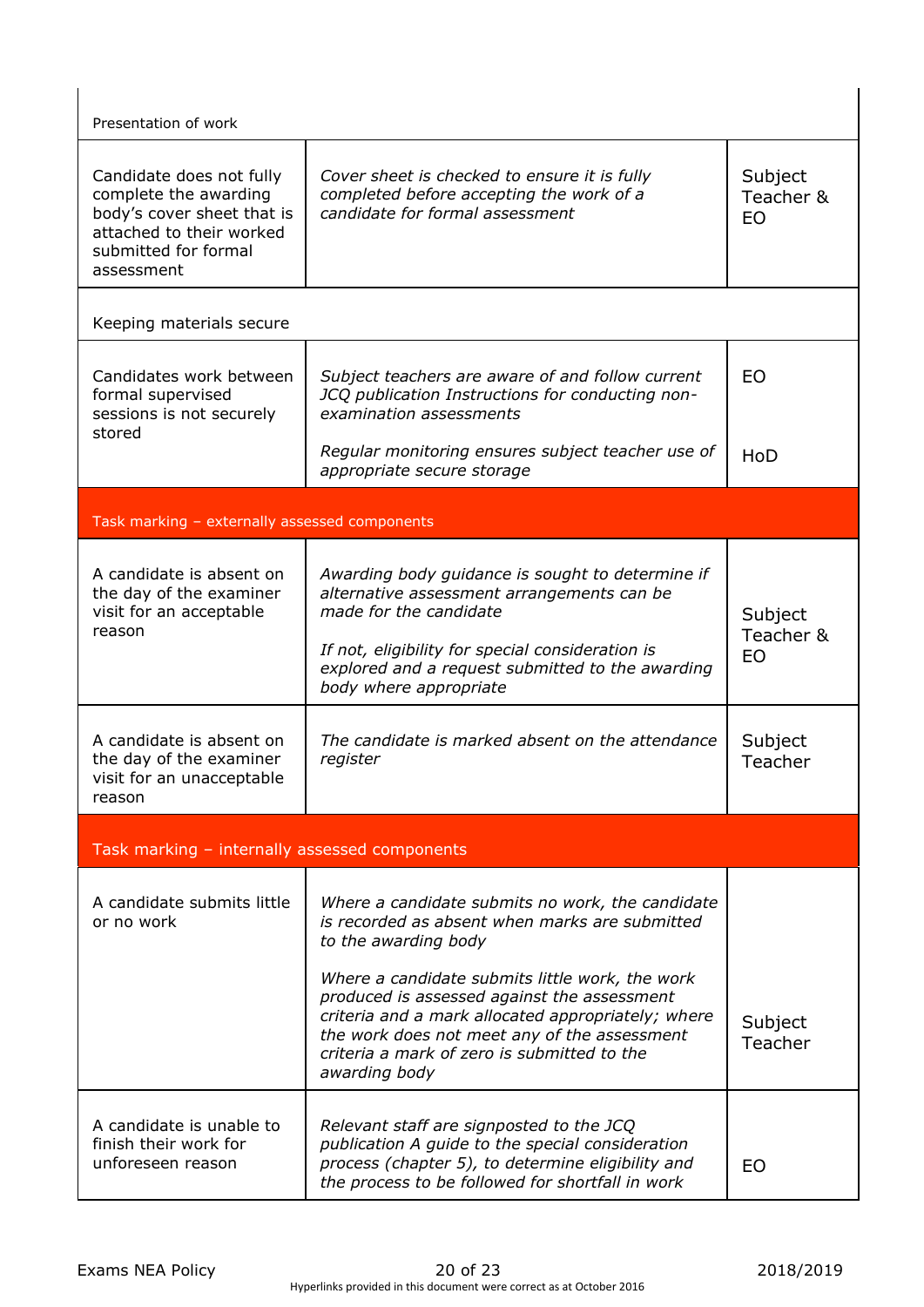| | | |
|---|---|---|
| Presentation of work | | |
| Candidate does not fully complete the awarding body's cover sheet that is attached to their worked submitted for formal assessment | *Cover sheet is checked to ensure it is fully completed before accepting the work of a candidate for formal assessment* | Subject Teacher & EO |
| Keeping materials secure | | |
| Candidates work between formal supervised sessions is not securely stored | *Subject teachers are aware of and follow current JCQ publication Instructions for conducting non-examination assessments*<br><br>*Regular monitoring ensures subject teacher use of appropriate secure storage* | EO<br><br>HoD |
| **Task marking – externally assessed components** | | |
| A candidate is absent on the day of the examiner visit for an acceptable reason | *Awarding body guidance is sought to determine if alternative assessment arrangements can be made for the candidate*<br><br>*If not, eligibility for special consideration is explored and a request submitted to the awarding body where appropriate* | Subject Teacher & EO |
| A candidate is absent on the day of the examiner visit for an unacceptable reason | *The candidate is marked absent on the attendance register* | Subject Teacher |
| **Task marking – internally assessed components** | | |
| A candidate submits little or no work | *Where a candidate submits no work, the candidate is recorded as absent when marks are submitted to the awarding body*<br><br>*Where a candidate submits little work, the work produced is assessed against the assessment criteria and a mark allocated appropriately; where the work does not meet any of the assessment criteria a mark of zero is submitted to the awarding body* | Subject Teacher |
| A candidate is unable to finish their work for unforeseen reason | *Relevant staff are signposted to the JCQ publication A guide to the special consideration process (chapter 5), to determine eligibility and the process to be followed for shortfall in work* | EO |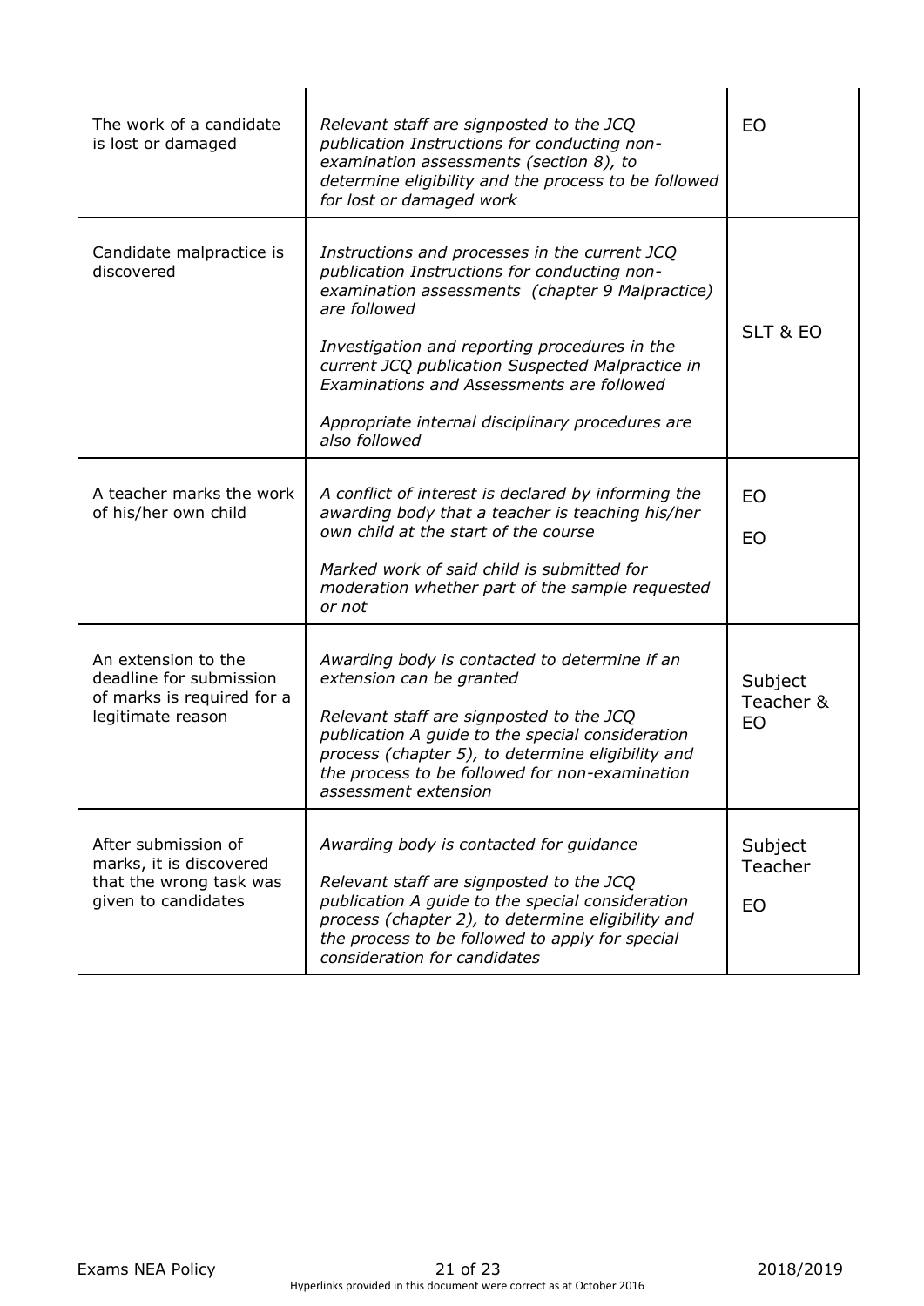| | | |
|---|---|---|
| The work of a candidate is lost or damaged | *Relevant staff are signposted to the JCQ publication Instructions for conducting non-examination assessments (section 8), to determine eligibility and the process to be followed for lost or damaged work* | EO |
| Candidate malpractice is discovered | *Instructions and processes in the current JCQ publication Instructions for conducting non-examination assessments (chapter 9 Malpractice) are followed*<br><br>*Investigation and reporting procedures in the current JCQ publication Suspected Malpractice in Examinations and Assessments are followed*<br><br>*Appropriate internal disciplinary procedures are also followed* | SLT & EO |
| A teacher marks the work of his/her own child | *A conflict of interest is declared by informing the awarding body that a teacher is teaching his/her own child at the start of the course*<br><br>*Marked work of said child is submitted for moderation whether part of the sample requested or not* | EO<br><br>EO |
| An extension to the deadline for submission of marks is required for a legitimate reason | *Awarding body is contacted to determine if an extension can be granted*<br><br>*Relevant staff are signposted to the JCQ publication A guide to the special consideration process (chapter 5), to determine eligibility and the process to be followed for non-examination assessment extension* | Subject Teacher & EO |
| After submission of marks, it is discovered that the wrong task was given to candidates | *Awarding body is contacted for guidance*<br><br>*Relevant staff are signposted to the JCQ publication A guide to the special consideration process (chapter 2), to determine eligibility and the process to be followed to apply for special consideration for candidates* | Subject Teacher<br><br>EO |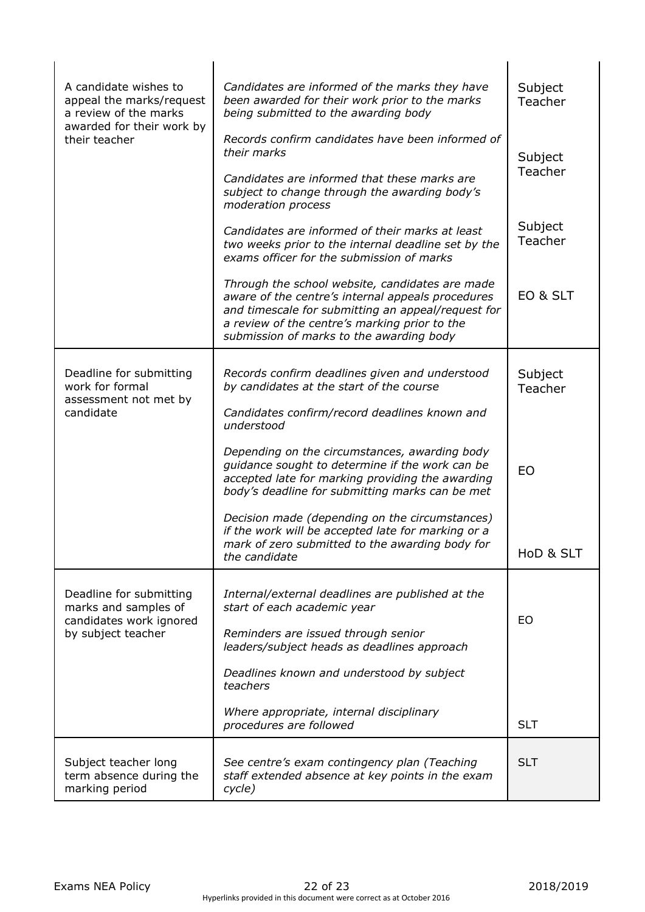| | | |
|---|---|---|
| A candidate wishes to appeal the marks/request a review of the marks awarded for their work by their teacher | *Candidates are informed of the marks they have been awarded for their work prior to the marks being submitted to the awarding body*<br><br>*Records confirm candidates have been informed of their marks*<br><br>*Candidates are informed that these marks are subject to change through the awarding body's moderation process*<br><br>*Candidates are informed of their marks at least two weeks prior to the internal deadline set by the exams officer for the submission of marks*<br><br>*Through the school website, candidates are made aware of the centre's internal appeals procedures and timescale for submitting an appeal/request for a review of the centre's marking prior to the submission of marks to the awarding body* | Subject Teacher<br><br>Subject Teacher<br><br>Subject Teacher<br><br>EO & SLT |
| Deadline for submitting work for formal assessment not met by candidate | *Records confirm deadlines given and understood by candidates at the start of the course*<br><br>*Candidates confirm/record deadlines known and understood*<br><br>*Depending on the circumstances, awarding body guidance sought to determine if the work can be accepted late for marking providing the awarding body's deadline for submitting marks can be met*<br><br>*Decision made (depending on the circumstances) if the work will be accepted late for marking or a mark of zero submitted to the awarding body for the candidate* | Subject Teacher<br><br>EO<br><br>HoD & SLT |
| Deadline for submitting marks and samples of candidates work ignored by subject teacher | *Internal/external deadlines are published at the start of each academic year*<br><br>*Reminders are issued through senior leaders/subject heads as deadlines approach*<br><br>*Deadlines known and understood by subject teachers*<br><br>*Where appropriate, internal disciplinary procedures are followed* | EO<br><br>SLT |
| Subject teacher long term absence during the marking period | *See centre's exam contingency plan (Teaching staff extended absence at key points in the exam cycle)* | SLT |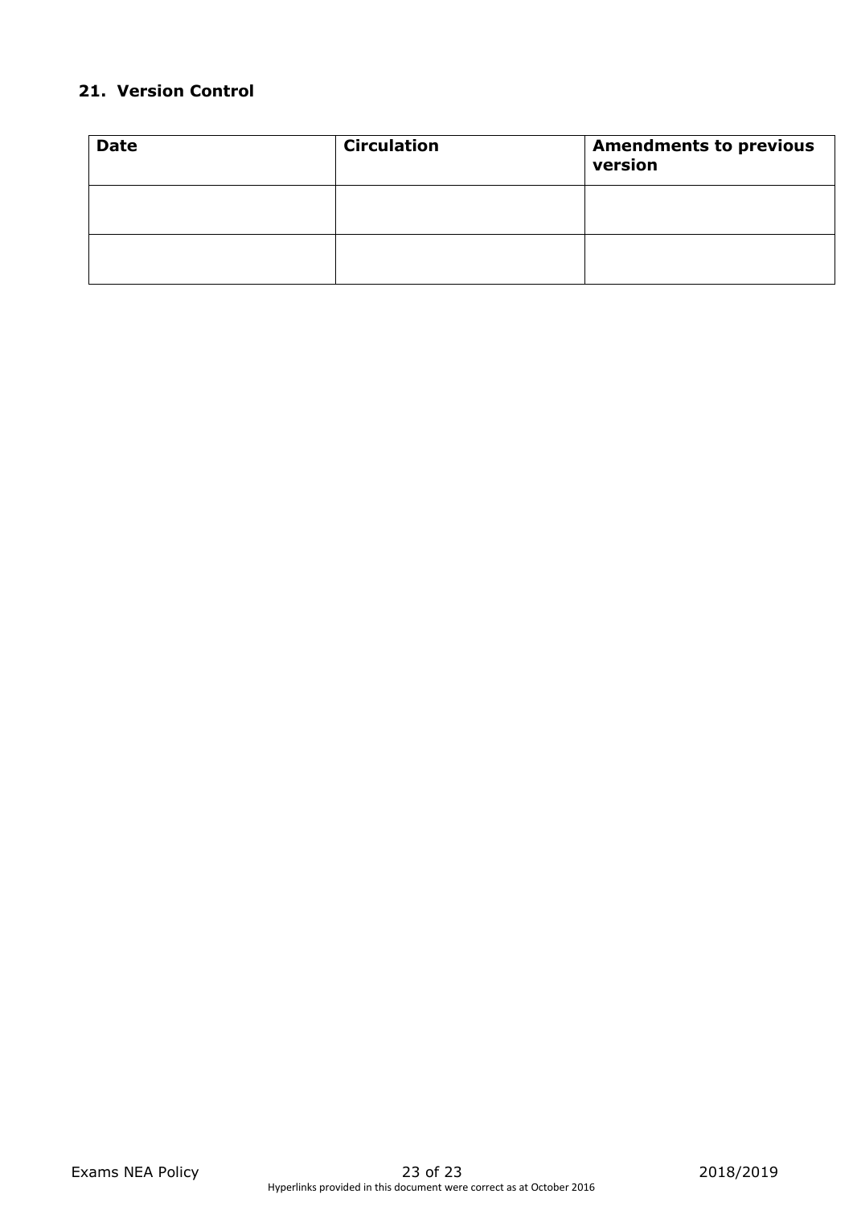## 21. Version Control

| Date | Circulation | Amendments to previous version |
|---|---|---|
| | | |
| | | |